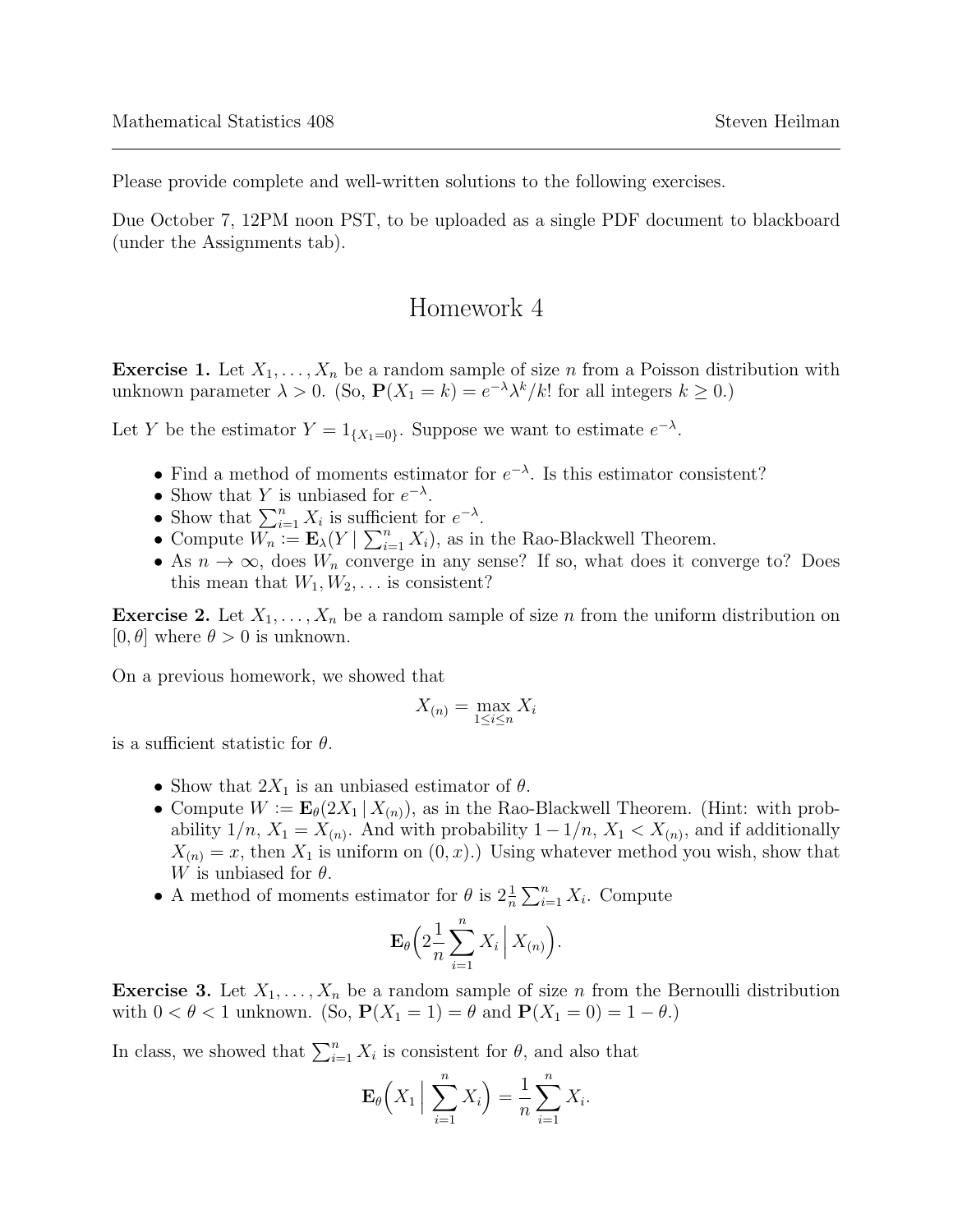Please provide complete and well-written solutions to the following exercises.

Due October 7, 12PM noon PST, to be uploaded as a single PDF document to blackboard (under the Assignments tab).

# Homework 4

**Exercise 1.** Let $X_1, \ldots, X_n$ be a random sample of size $n$ from a Poisson distribution with unknown parameter $\lambda > 0$. (So, $\mathbf{P}(X_1 = k) = e^{-\lambda}\lambda^k/k!$ for all integers $k \geq 0$.)

Let $Y$ be the estimator $Y = 1_{\{X_1=0\}}$. Suppose we want to estimate $e^{-\lambda}$.

- Find a method of moments estimator for $e^{-\lambda}$. Is this estimator consistent?
- Show that $Y$ is unbiased for $e^{-\lambda}$.
- Show that $\sum_{i=1}^n X_i$ is sufficient for $e^{-\lambda}$.
- Compute $W_n := \mathbf{E}_\lambda(Y \mid \sum_{i=1}^n X_i)$, as in the Rao-Blackwell Theorem.
- As $n \to \infty$, does $W_n$ converge in any sense? If so, what does it converge to? Does this mean that $W_1, W_2, \ldots$ is consistent?

**Exercise 2.** Let $X_1, \ldots, X_n$ be a random sample of size $n$ from the uniform distribution on $[0, \theta]$ where $\theta > 0$ is unknown.

On a previous homework, we showed that

$$X_{(n)} = \max_{1 \leq i \leq n} X_i$$

is a sufficient statistic for $\theta$.

- Show that $2X_1$ is an unbiased estimator of $\theta$.
- Compute $W := \mathbf{E}_\theta(2X_1 \mid X_{(n)})$, as in the Rao-Blackwell Theorem. (Hint: with probability $1/n$, $X_1 = X_{(n)}$. And with probability $1 - 1/n$, $X_1 < X_{(n)}$, and if additionally $X_{(n)} = x$, then $X_1$ is uniform on $(0, x)$.) Using whatever method you wish, show that $W$ is unbiased for $\theta$.
- A method of moments estimator for $\theta$ is $2\frac{1}{n}\sum_{i=1}^n X_i$. Compute

$$\mathbf{E}_\theta\Big(2\frac{1}{n}\sum_{i=1}^n X_i \,\Big|\, X_{(n)}\Big).$$

**Exercise 3.** Let $X_1, \ldots, X_n$ be a random sample of size $n$ from the Bernoulli distribution with $0 < \theta < 1$ unknown. (So, $\mathbf{P}(X_1 = 1) = \theta$ and $\mathbf{P}(X_1 = 0) = 1 - \theta$.)

In class, we showed that $\sum_{i=1}^n X_i$ is consistent for $\theta$, and also that

$$\mathbf{E}_\theta\Big(X_1 \,\Big|\, \sum_{i=1}^n X_i\Big) = \frac{1}{n}\sum_{i=1}^n X_i.$$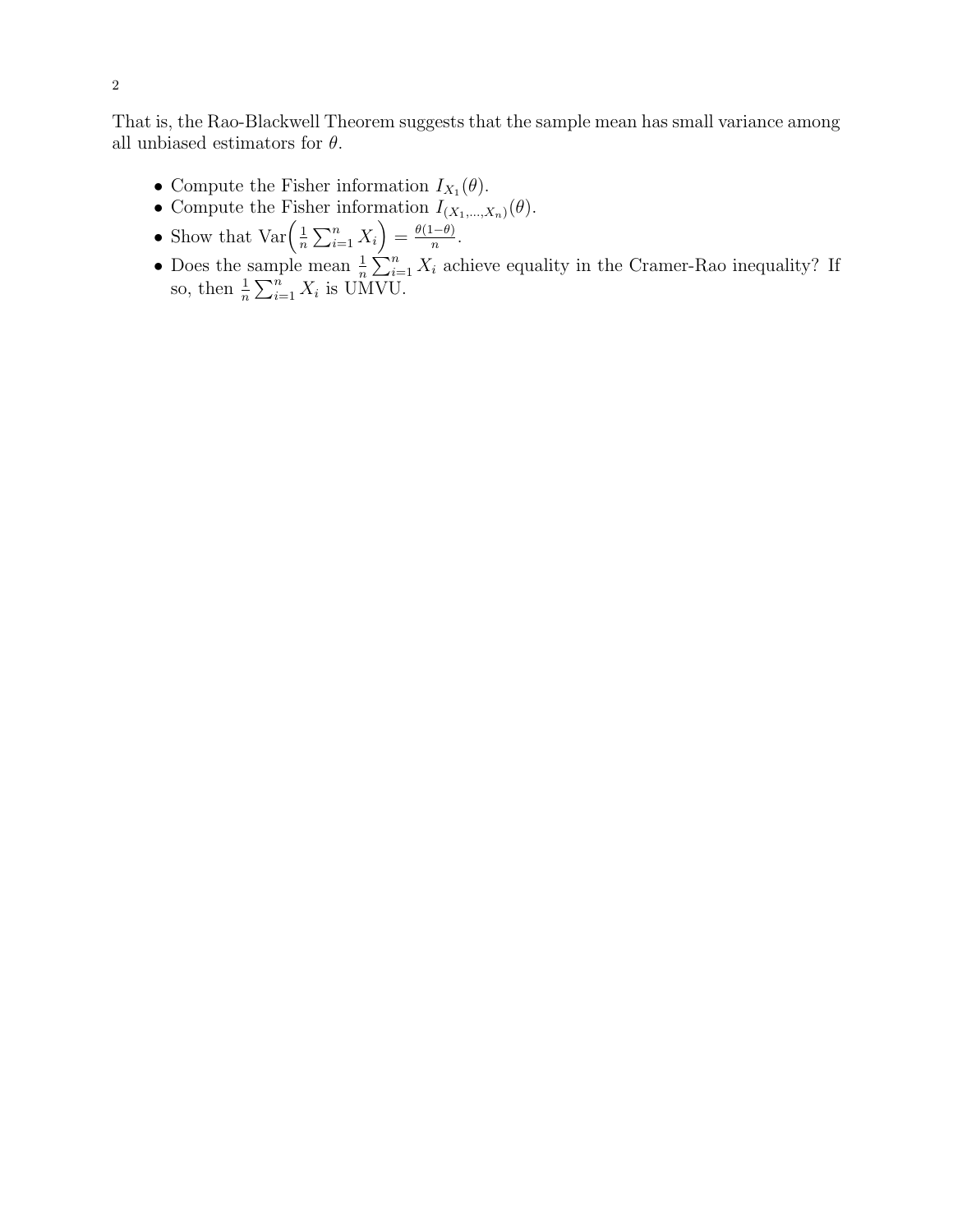That is, the Rao-Blackwell Theorem suggests that the sample mean has small variance among all unbiased estimators for $\theta$.

- Compute the Fisher information $I_{X_1}(\theta)$.
- Compute the Fisher information $I_{(X_1,\ldots,X_n)}(\theta)$.
- Show that $\text{Var}\left(\frac{1}{n}\sum_{i=1}^{n} X_i\right) = \frac{\theta(1-\theta)}{n}$.
- Does the sample mean $\frac{1}{n}\sum_{i=1}^{n} X_i$ achieve equality in the Cramer-Rao inequality? If so, then $\frac{1}{n}\sum_{i=1}^{n} X_i$ is UMVU.